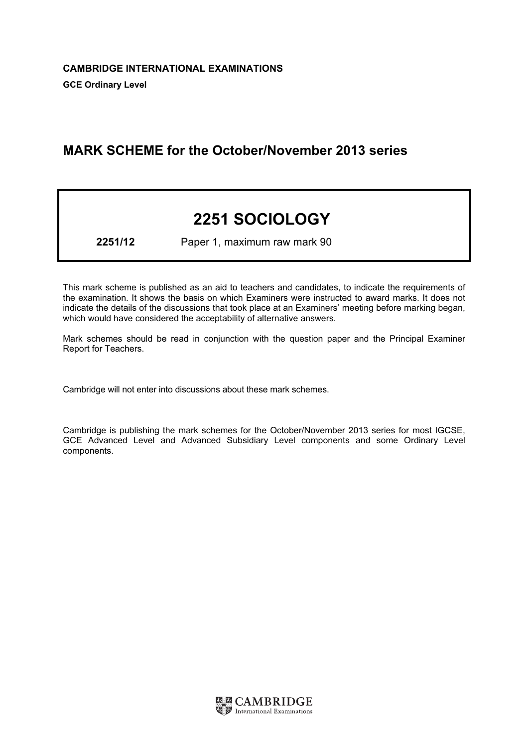**CAMBRIDGE INTERNATIONAL EXAMINATIONS**

**GCE Ordinary Level**

## MARK SCHEME for the October/November 2013 series

# 2251 SOCIOLOGY

**2251/12** Paper 1, maximum raw mark 90

This mark scheme is published as an aid to teachers and candidates, to indicate the requirements of the examination. It shows the basis on which Examiners were instructed to award marks. It does not indicate the details of the discussions that took place at an Examiners' meeting before marking began, which would have considered the acceptability of alternative answers.

Mark schemes should be read in conjunction with the question paper and the Principal Examiner Report for Teachers.

Cambridge will not enter into discussions about these mark schemes.

Cambridge is publishing the mark schemes for the October/November 2013 series for most IGCSE, GCE Advanced Level and Advanced Subsidiary Level components and some Ordinary Level components.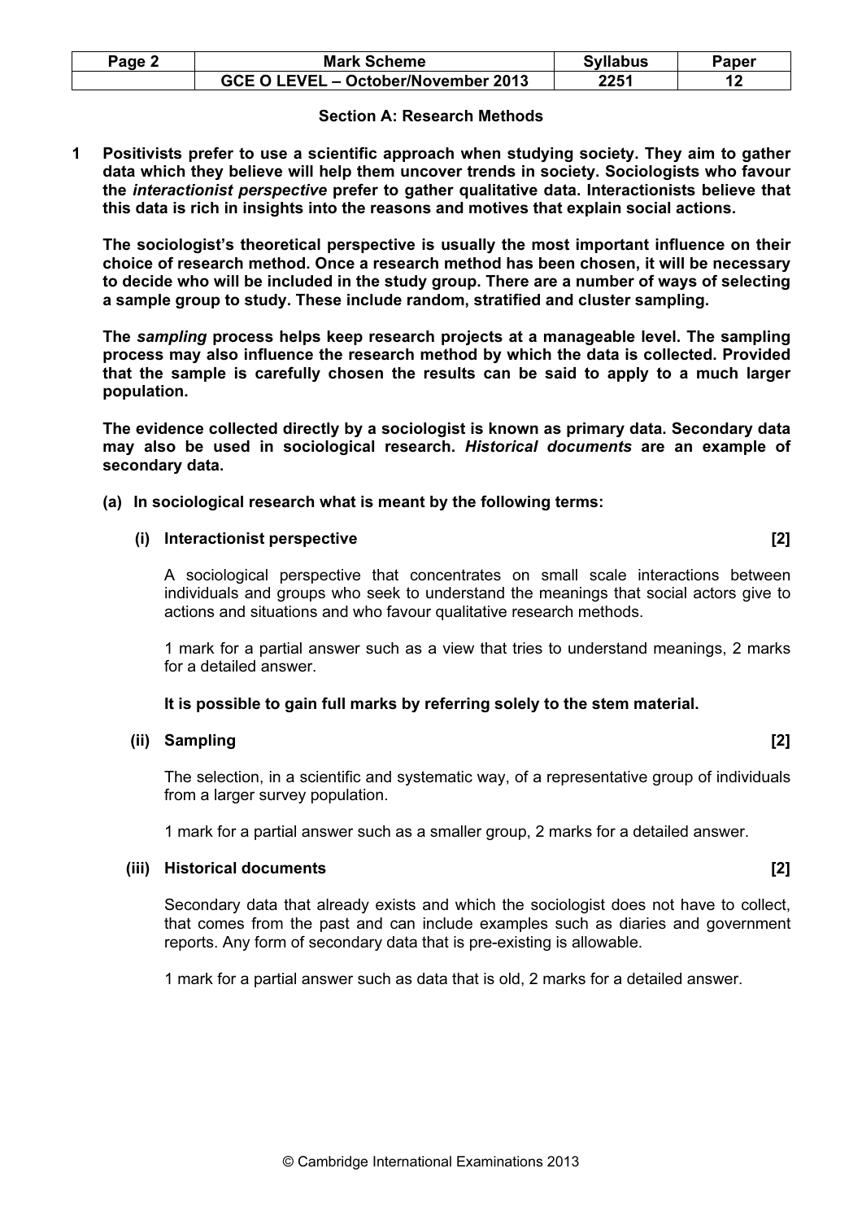## Section A: Research Methods

**1 Positivists prefer to use a scientific approach when studying society. They aim to gather data which they believe will help them uncover trends in society. Sociologists who favour the *interactionist perspective* prefer to gather qualitative data. Interactionists believe that this data is rich in insights into the reasons and motives that explain social actions.**

**The sociologist's theoretical perspective is usually the most important influence on their choice of research method. Once a research method has been chosen, it will be necessary to decide who will be included in the study group. There are a number of ways of selecting a sample group to study. These include random, stratified and cluster sampling.**

**The *sampling* process helps keep research projects at a manageable level. The sampling process may also influence the research method by which the data is collected. Provided that the sample is carefully chosen the results can be said to apply to a much larger population.**

**The evidence collected directly by a sociologist is known as primary data. Secondary data may also be used in sociological research. *Historical documents* are an example of secondary data.**

**(a) In sociological research what is meant by the following terms:**

**(i) Interactionist perspective [2]**

A sociological perspective that concentrates on small scale interactions between individuals and groups who seek to understand the meanings that social actors give to actions and situations and who favour qualitative research methods.

1 mark for a partial answer such as a view that tries to understand meanings, 2 marks for a detailed answer.

**It is possible to gain full marks by referring solely to the stem material.**

**(ii) Sampling [2]**

The selection, in a scientific and systematic way, of a representative group of individuals from a larger survey population.

1 mark for a partial answer such as a smaller group, 2 marks for a detailed answer.

**(iii) Historical documents [2]**

Secondary data that already exists and which the sociologist does not have to collect, that comes from the past and can include examples such as diaries and government reports. Any form of secondary data that is pre-existing is allowable.

1 mark for a partial answer such as data that is old, 2 marks for a detailed answer.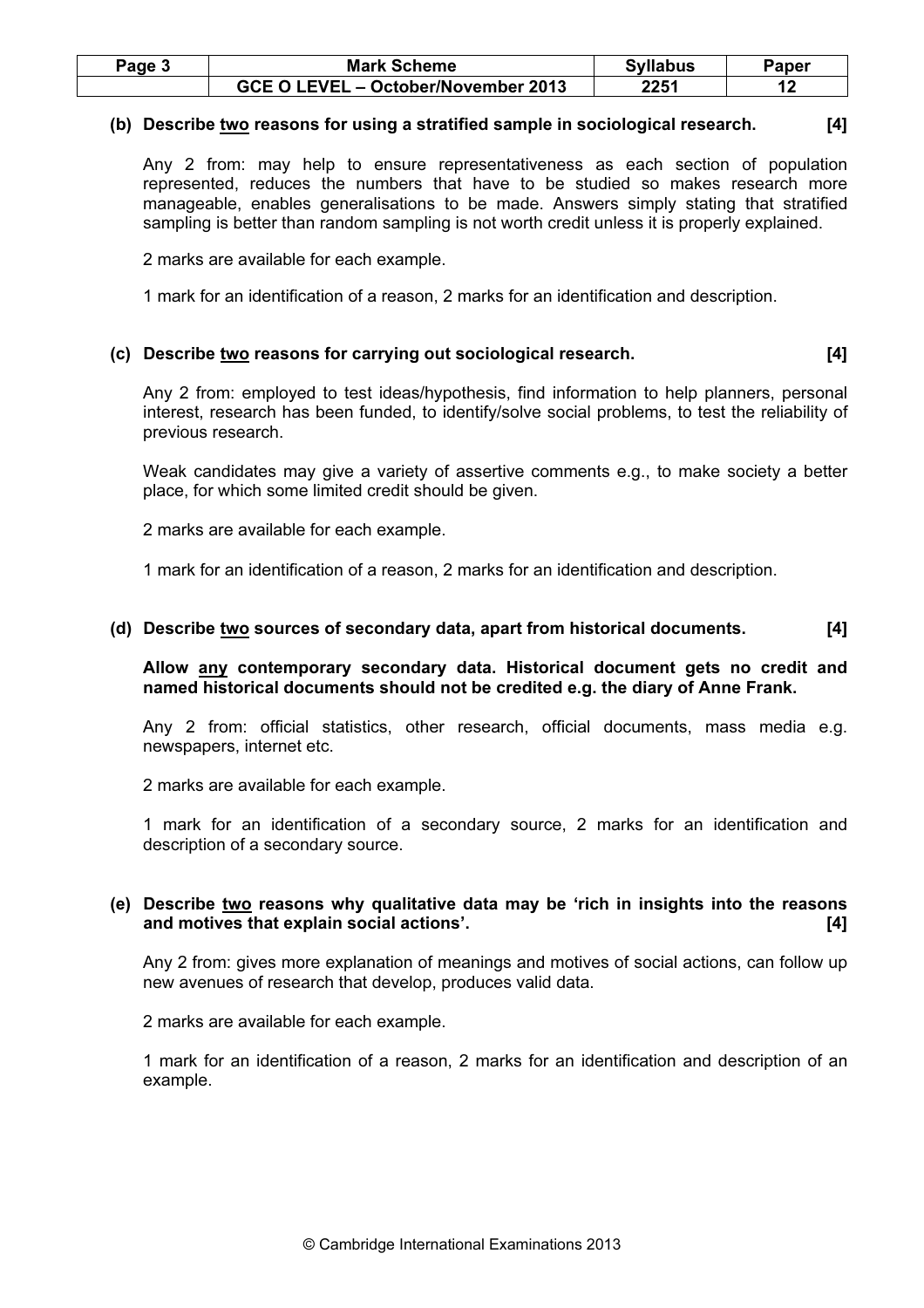**(b) Describe two reasons for using a stratified sample in sociological research. [4]**

Any 2 from: may help to ensure representativeness as each section of population represented, reduces the numbers that have to be studied so makes research more manageable, enables generalisations to be made. Answers simply stating that stratified sampling is better than random sampling is not worth credit unless it is properly explained.

2 marks are available for each example.

1 mark for an identification of a reason, 2 marks for an identification and description.

**(c) Describe two reasons for carrying out sociological research. [4]**

Any 2 from: employed to test ideas/hypothesis, find information to help planners, personal interest, research has been funded, to identify/solve social problems, to test the reliability of previous research.

Weak candidates may give a variety of assertive comments e.g., to make society a better place, for which some limited credit should be given.

2 marks are available for each example.

1 mark for an identification of a reason, 2 marks for an identification and description.

**(d) Describe two sources of secondary data, apart from historical documents. [4]**

**Allow any contemporary secondary data. Historical document gets no credit and named historical documents should not be credited e.g. the diary of Anne Frank.**

Any 2 from: official statistics, other research, official documents, mass media e.g. newspapers, internet etc.

2 marks are available for each example.

1 mark for an identification of a secondary source, 2 marks for an identification and description of a secondary source.

**(e) Describe two reasons why qualitative data may be 'rich in insights into the reasons and motives that explain social actions'. [4]**

Any 2 from: gives more explanation of meanings and motives of social actions, can follow up new avenues of research that develop, produces valid data.

2 marks are available for each example.

1 mark for an identification of a reason, 2 marks for an identification and description of an example.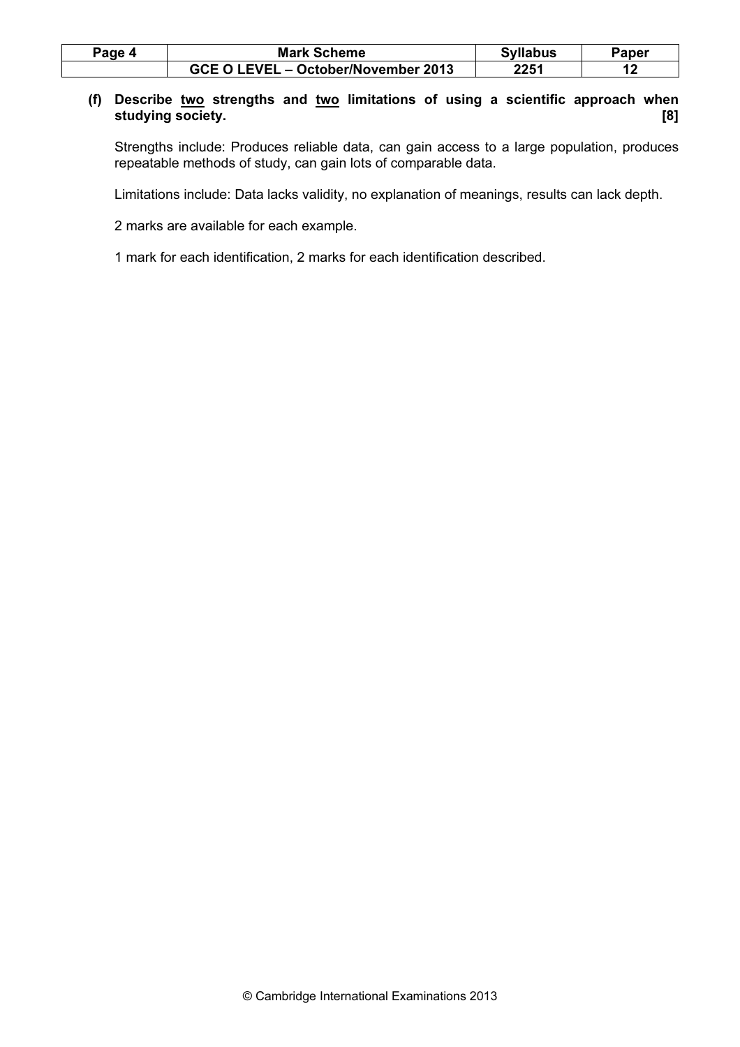**(f) Describe two strengths and two limitations of using a scientific approach when studying society. [8]**

Strengths include: Produces reliable data, can gain access to a large population, produces repeatable methods of study, can gain lots of comparable data.

Limitations include: Data lacks validity, no explanation of meanings, results can lack depth.

2 marks are available for each example.

1 mark for each identification, 2 marks for each identification described.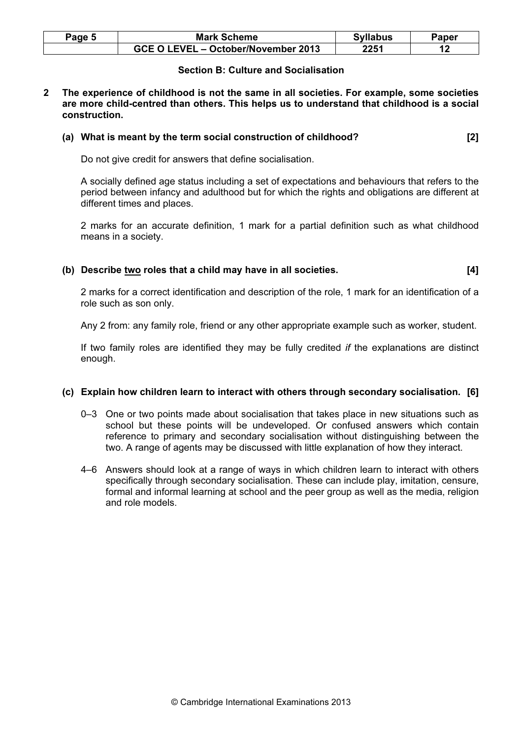## Section B: Culture and Socialisation

**2 The experience of childhood is not the same in all societies. For example, some societies are more child-centred than others. This helps us to understand that childhood is a social construction.**

**(a) What is meant by the term social construction of childhood? [2]**

Do not give credit for answers that define socialisation.

A socially defined age status including a set of expectations and behaviours that refers to the period between infancy and adulthood but for which the rights and obligations are different at different times and places.

2 marks for an accurate definition, 1 mark for a partial definition such as what childhood means in a society.

**(b) Describe two roles that a child may have in all societies. [4]**

2 marks for a correct identification and description of the role, 1 mark for an identification of a role such as son only.

Any 2 from: any family role, friend or any other appropriate example such as worker, student.

If two family roles are identified they may be fully credited *if* the explanations are distinct enough.

**(c) Explain how children learn to interact with others through secondary socialisation. [6]**

0–3 One or two points made about socialisation that takes place in new situations such as school but these points will be undeveloped. Or confused answers which contain reference to primary and secondary socialisation without distinguishing between the two. A range of agents may be discussed with little explanation of how they interact.

4–6 Answers should look at a range of ways in which children learn to interact with others specifically through secondary socialisation. These can include play, imitation, censure, formal and informal learning at school and the peer group as well as the media, religion and role models.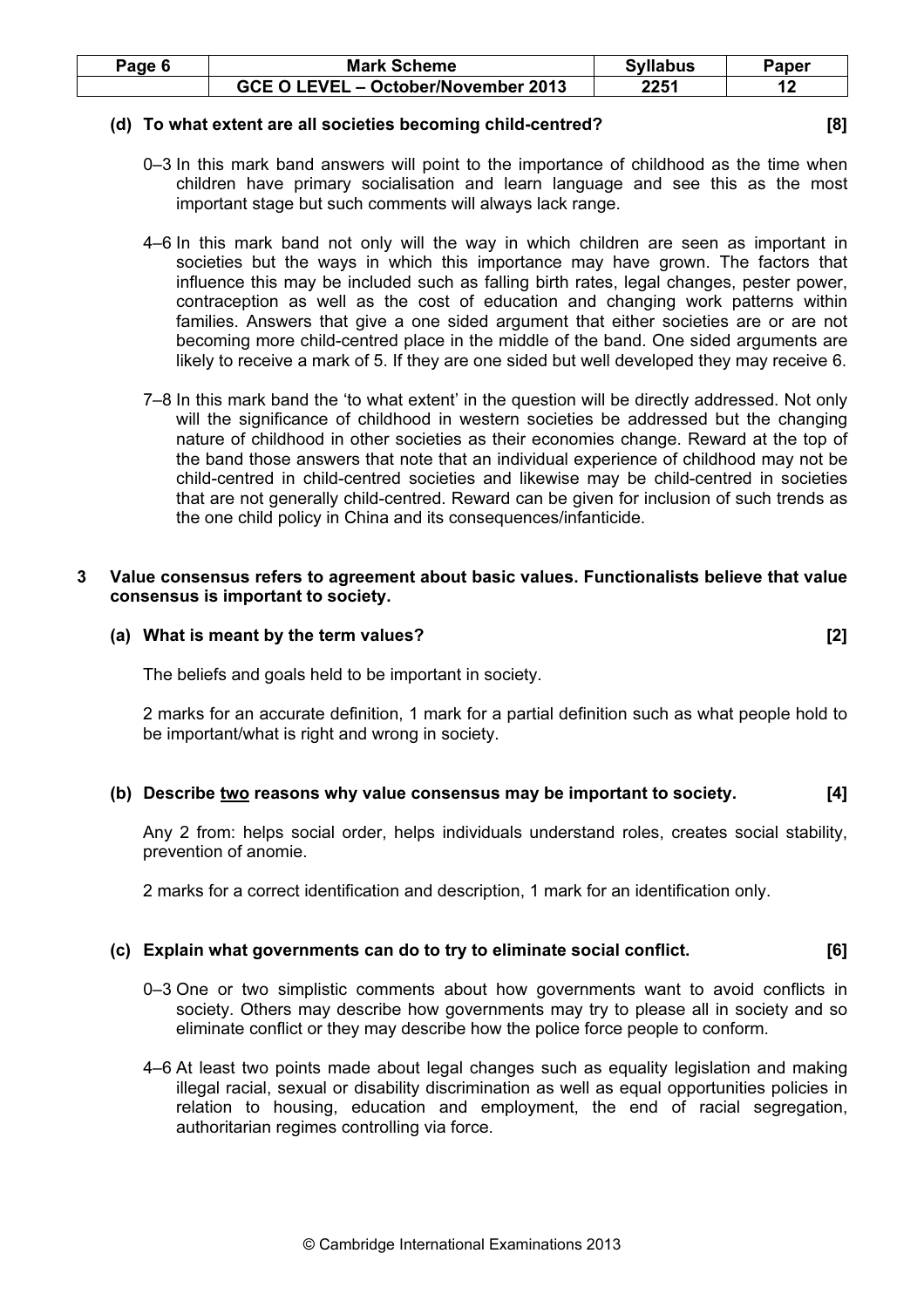**(d) To what extent are all societies becoming child-centred? [8]**

0–3 In this mark band answers will point to the importance of childhood as the time when children have primary socialisation and learn language and see this as the most important stage but such comments will always lack range.

4–6 In this mark band not only will the way in which children are seen as important in societies but the ways in which this importance may have grown. The factors that influence this may be included such as falling birth rates, legal changes, pester power, contraception as well as the cost of education and changing work patterns within families. Answers that give a one sided argument that either societies are or are not becoming more child-centred place in the middle of the band. One sided arguments are likely to receive a mark of 5. If they are one sided but well developed they may receive 6.

7–8 In this mark band the 'to what extent' in the question will be directly addressed. Not only will the significance of childhood in western societies be addressed but the changing nature of childhood in other societies as their economies change. Reward at the top of the band those answers that note that an individual experience of childhood may not be child-centred in child-centred societies and likewise may be child-centred in societies that are not generally child-centred. Reward can be given for inclusion of such trends as the one child policy in China and its consequences/infanticide.

**3 Value consensus refers to agreement about basic values. Functionalists believe that value consensus is important to society.**

**(a) What is meant by the term values? [2]**

The beliefs and goals held to be important in society.

2 marks for an accurate definition, 1 mark for a partial definition such as what people hold to be important/what is right and wrong in society.

**(b) Describe two reasons why value consensus may be important to society. [4]**

Any 2 from: helps social order, helps individuals understand roles, creates social stability, prevention of anomie.

2 marks for a correct identification and description, 1 mark for an identification only.

**(c) Explain what governments can do to try to eliminate social conflict. [6]**

0–3 One or two simplistic comments about how governments want to avoid conflicts in society. Others may describe how governments may try to please all in society and so eliminate conflict or they may describe how the police force people to conform.

4–6 At least two points made about legal changes such as equality legislation and making illegal racial, sexual or disability discrimination as well as equal opportunities policies in relation to housing, education and employment, the end of racial segregation, authoritarian regimes controlling via force.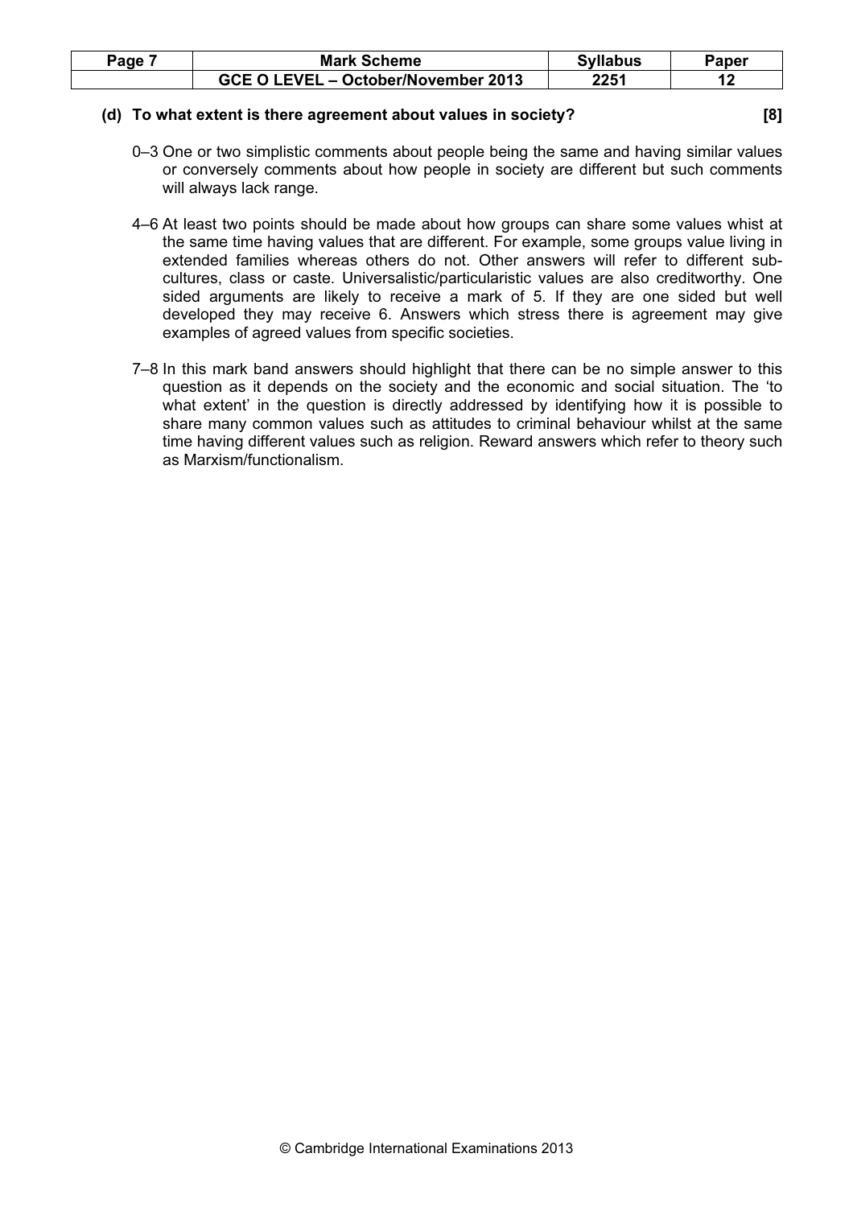**(d) To what extent is there agreement about values in society? [8]**

0–3 One or two simplistic comments about people being the same and having similar values or conversely comments about how people in society are different but such comments will always lack range.

4–6 At least two points should be made about how groups can share some values whist at the same time having values that are different. For example, some groups value living in extended families whereas others do not. Other answers will refer to different sub-cultures, class or caste. Universalistic/particularistic values are also creditworthy. One sided arguments are likely to receive a mark of 5. If they are one sided but well developed they may receive 6. Answers which stress there is agreement may give examples of agreed values from specific societies.

7–8 In this mark band answers should highlight that there can be no simple answer to this question as it depends on the society and the economic and social situation. The 'to what extent' in the question is directly addressed by identifying how it is possible to share many common values such as attitudes to criminal behaviour whilst at the same time having different values such as religion. Reward answers which refer to theory such as Marxism/functionalism.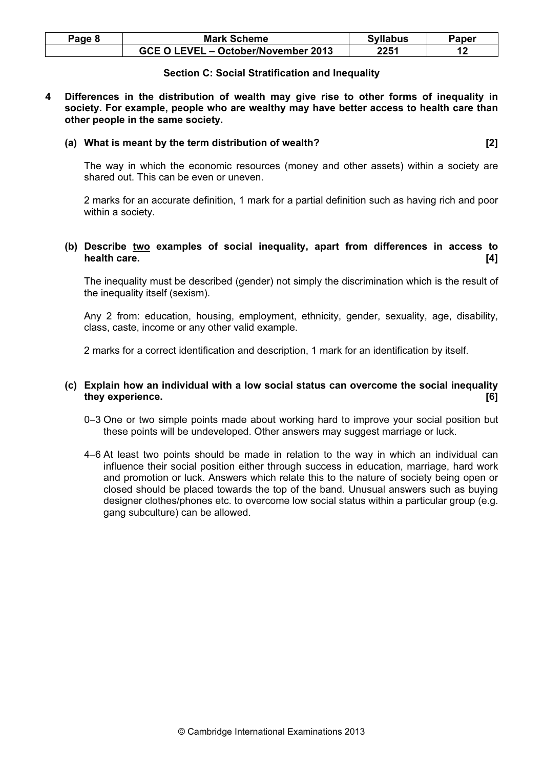## Section C: Social Stratification and Inequality

**4 Differences in the distribution of wealth may give rise to other forms of inequality in society. For example, people who are wealthy may have better access to health care than other people in the same society.**

**(a) What is meant by the term distribution of wealth? [2]**

The way in which the economic resources (money and other assets) within a society are shared out. This can be even or uneven.

2 marks for an accurate definition, 1 mark for a partial definition such as having rich and poor within a society.

**(b) Describe two examples of social inequality, apart from differences in access to health care. [4]**

The inequality must be described (gender) not simply the discrimination which is the result of the inequality itself (sexism).

Any 2 from: education, housing, employment, ethnicity, gender, sexuality, age, disability, class, caste, income or any other valid example.

2 marks for a correct identification and description, 1 mark for an identification by itself.

**(c) Explain how an individual with a low social status can overcome the social inequality they experience. [6]**

0–3 One or two simple points made about working hard to improve your social position but these points will be undeveloped. Other answers may suggest marriage or luck.

4–6 At least two points should be made in relation to the way in which an individual can influence their social position either through success in education, marriage, hard work and promotion or luck. Answers which relate this to the nature of society being open or closed should be placed towards the top of the band. Unusual answers such as buying designer clothes/phones etc. to overcome low social status within a particular group (e.g. gang subculture) can be allowed.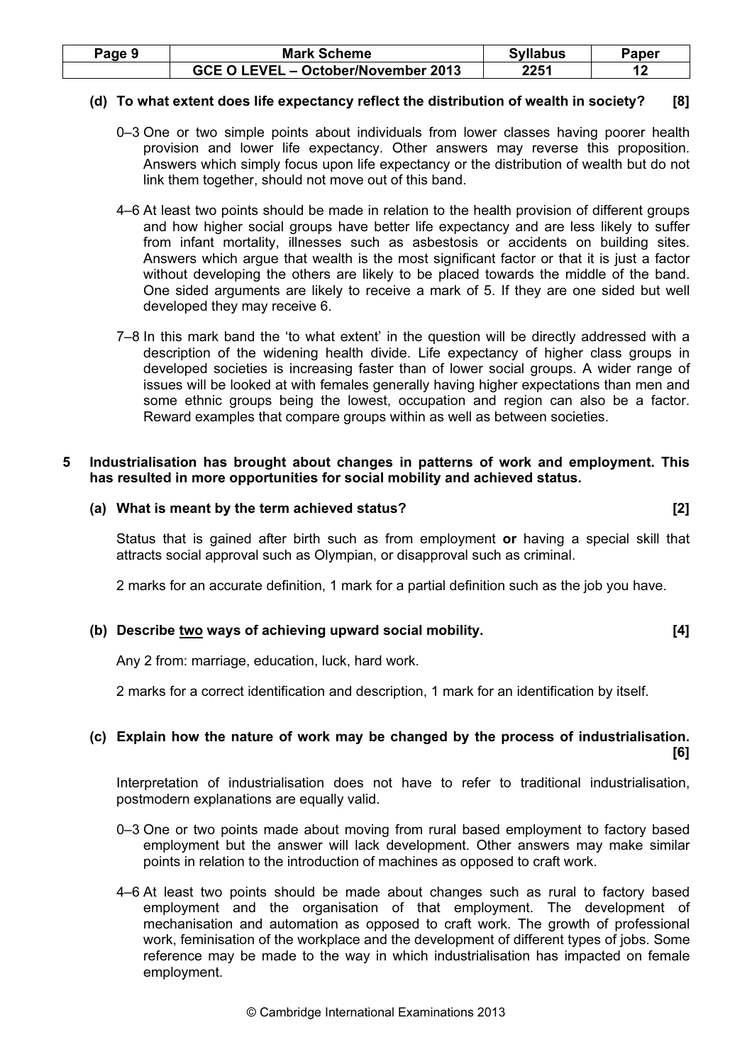**(d) To what extent does life expectancy reflect the distribution of wealth in society? [8]**

0–3 One or two simple points about individuals from lower classes having poorer health provision and lower life expectancy. Other answers may reverse this proposition. Answers which simply focus upon life expectancy or the distribution of wealth but do not link them together, should not move out of this band.

4–6 At least two points should be made in relation to the health provision of different groups and how higher social groups have better life expectancy and are less likely to suffer from infant mortality, illnesses such as asbestosis or accidents on building sites. Answers which argue that wealth is the most significant factor or that it is just a factor without developing the others are likely to be placed towards the middle of the band. One sided arguments are likely to receive a mark of 5. If they are one sided but well developed they may receive 6.

7–8 In this mark band the 'to what extent' in the question will be directly addressed with a description of the widening health divide. Life expectancy of higher class groups in developed societies is increasing faster than of lower social groups. A wider range of issues will be looked at with females generally having higher expectations than men and some ethnic groups being the lowest, occupation and region can also be a factor. Reward examples that compare groups within as well as between societies.

**5 Industrialisation has brought about changes in patterns of work and employment. This has resulted in more opportunities for social mobility and achieved status.**

**(a) What is meant by the term achieved status? [2]**

Status that is gained after birth such as from employment **or** having a special skill that attracts social approval such as Olympian, or disapproval such as criminal.

2 marks for an accurate definition, 1 mark for a partial definition such as the job you have.

**(b) Describe two ways of achieving upward social mobility. [4]**

Any 2 from: marriage, education, luck, hard work.

2 marks for a correct identification and description, 1 mark for an identification by itself.

**(c) Explain how the nature of work may be changed by the process of industrialisation. [6]**

Interpretation of industrialisation does not have to refer to traditional industrialisation, postmodern explanations are equally valid.

0–3 One or two points made about moving from rural based employment to factory based employment but the answer will lack development. Other answers may make similar points in relation to the introduction of machines as opposed to craft work.

4–6 At least two points should be made about changes such as rural to factory based employment and the organisation of that employment. The development of mechanisation and automation as opposed to craft work. The growth of professional work, feminisation of the workplace and the development of different types of jobs. Some reference may be made to the way in which industrialisation has impacted on female employment.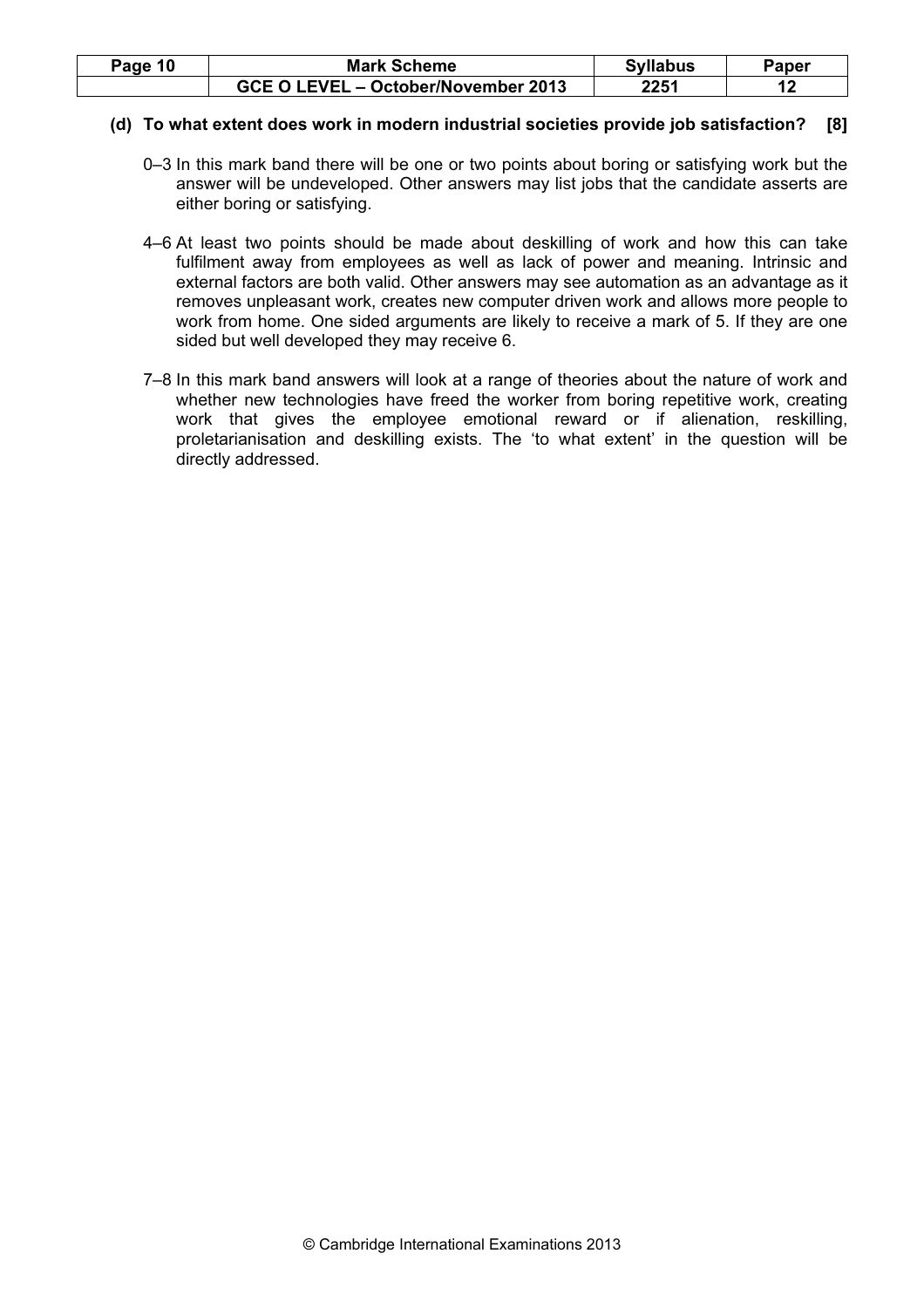**(d) To what extent does work in modern industrial societies provide job satisfaction? [8]**

0–3 In this mark band there will be one or two points about boring or satisfying work but the answer will be undeveloped. Other answers may list jobs that the candidate asserts are either boring or satisfying.

4–6 At least two points should be made about deskilling of work and how this can take fulfilment away from employees as well as lack of power and meaning. Intrinsic and external factors are both valid. Other answers may see automation as an advantage as it removes unpleasant work, creates new computer driven work and allows more people to work from home. One sided arguments are likely to receive a mark of 5. If they are one sided but well developed they may receive 6.

7–8 In this mark band answers will look at a range of theories about the nature of work and whether new technologies have freed the worker from boring repetitive work, creating work that gives the employee emotional reward or if alienation, reskilling, proletarianisation and deskilling exists. The 'to what extent' in the question will be directly addressed.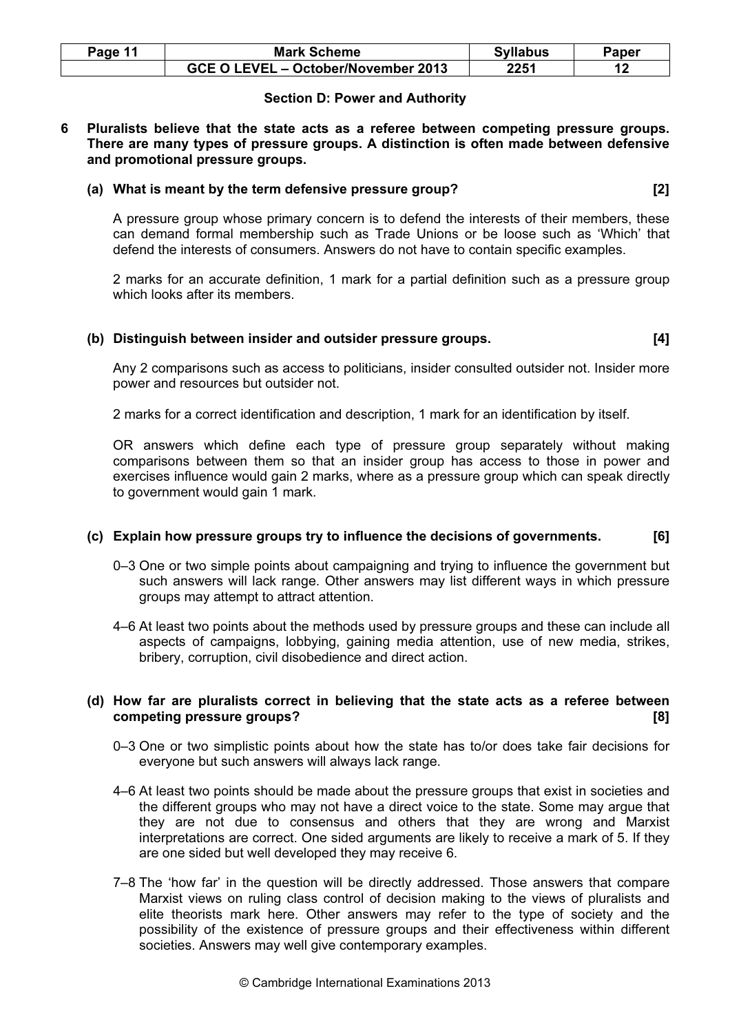## Section D: Power and Authority

**6 Pluralists believe that the state acts as a referee between competing pressure groups. There are many types of pressure groups. A distinction is often made between defensive and promotional pressure groups.**

**(a) What is meant by the term defensive pressure group? [2]**

A pressure group whose primary concern is to defend the interests of their members, these can demand formal membership such as Trade Unions or be loose such as 'Which' that defend the interests of consumers. Answers do not have to contain specific examples.

2 marks for an accurate definition, 1 mark for a partial definition such as a pressure group which looks after its members.

**(b) Distinguish between insider and outsider pressure groups. [4]**

Any 2 comparisons such as access to politicians, insider consulted outsider not. Insider more power and resources but outsider not.

2 marks for a correct identification and description, 1 mark for an identification by itself.

OR answers which define each type of pressure group separately without making comparisons between them so that an insider group has access to those in power and exercises influence would gain 2 marks, where as a pressure group which can speak directly to government would gain 1 mark.

**(c) Explain how pressure groups try to influence the decisions of governments. [6]**

0–3 One or two simple points about campaigning and trying to influence the government but such answers will lack range. Other answers may list different ways in which pressure groups may attempt to attract attention.

4–6 At least two points about the methods used by pressure groups and these can include all aspects of campaigns, lobbying, gaining media attention, use of new media, strikes, bribery, corruption, civil disobedience and direct action.

**(d) How far are pluralists correct in believing that the state acts as a referee between competing pressure groups? [8]**

0–3 One or two simplistic points about how the state has to/or does take fair decisions for everyone but such answers will always lack range.

4–6 At least two points should be made about the pressure groups that exist in societies and the different groups who may not have a direct voice to the state. Some may argue that they are not due to consensus and others that they are wrong and Marxist interpretations are correct. One sided arguments are likely to receive a mark of 5. If they are one sided but well developed they may receive 6.

7–8 The 'how far' in the question will be directly addressed. Those answers that compare Marxist views on ruling class control of decision making to the views of pluralists and elite theorists mark here. Other answers may refer to the type of society and the possibility of the existence of pressure groups and their effectiveness within different societies. Answers may well give contemporary examples.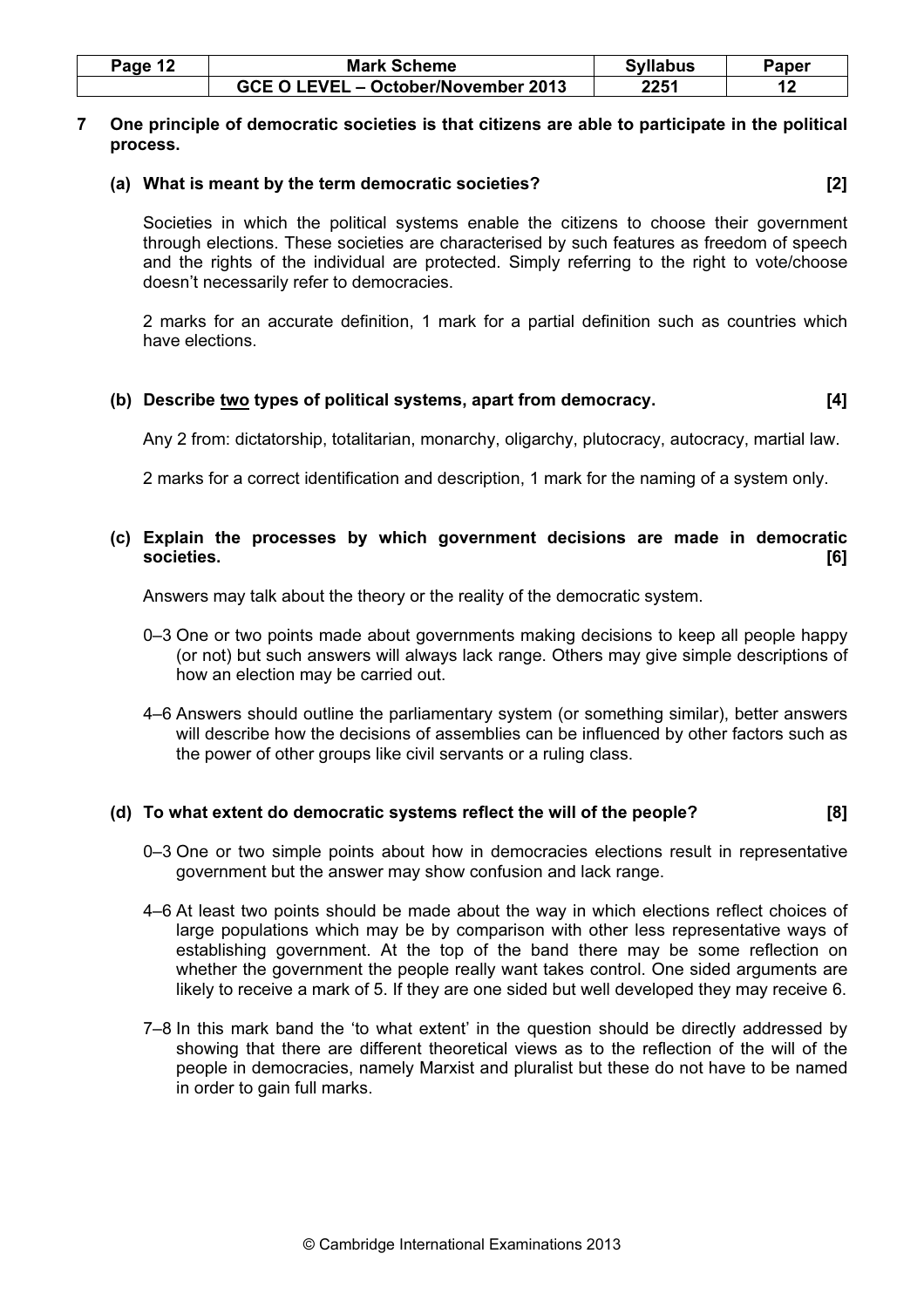**7 One principle of democratic societies is that citizens are able to participate in the political process.**

**(a) What is meant by the term democratic societies? [2]**

Societies in which the political systems enable the citizens to choose their government through elections. These societies are characterised by such features as freedom of speech and the rights of the individual are protected. Simply referring to the right to vote/choose doesn't necessarily refer to democracies.

2 marks for an accurate definition, 1 mark for a partial definition such as countries which have elections.

**(b) Describe two types of political systems, apart from democracy. [4]**

Any 2 from: dictatorship, totalitarian, monarchy, oligarchy, plutocracy, autocracy, martial law.

2 marks for a correct identification and description, 1 mark for the naming of a system only.

**(c) Explain the processes by which government decisions are made in democratic societies. [6]**

Answers may talk about the theory or the reality of the democratic system.

0–3 One or two points made about governments making decisions to keep all people happy (or not) but such answers will always lack range. Others may give simple descriptions of how an election may be carried out.

4–6 Answers should outline the parliamentary system (or something similar), better answers will describe how the decisions of assemblies can be influenced by other factors such as the power of other groups like civil servants or a ruling class.

**(d) To what extent do democratic systems reflect the will of the people? [8]**

0–3 One or two simple points about how in democracies elections result in representative government but the answer may show confusion and lack range.

4–6 At least two points should be made about the way in which elections reflect choices of large populations which may be by comparison with other less representative ways of establishing government. At the top of the band there may be some reflection on whether the government the people really want takes control. One sided arguments are likely to receive a mark of 5. If they are one sided but well developed they may receive 6.

7–8 In this mark band the 'to what extent' in the question should be directly addressed by showing that there are different theoretical views as to the reflection of the will of the people in democracies, namely Marxist and pluralist but these do not have to be named in order to gain full marks.